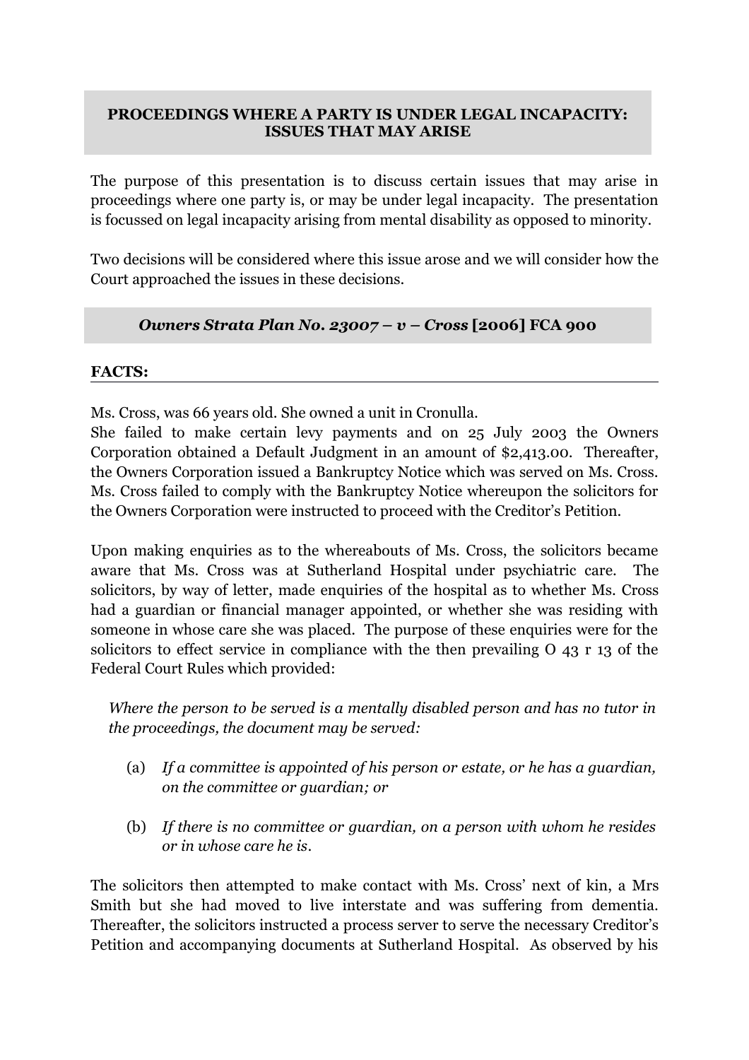## PROCEEDINGS WHERE A PARTY IS UNDER LEGAL INCAPACITY: ISSUES THAT MAY ARISE

The purpose of this presentation is to discuss certain issues that may arise in proceedings where one party is, or may be under legal incapacity. The presentation is focussed on legal incapacity arising from mental disability as opposed to minority.

Two decisions will be considered where this issue arose and we will consider how the Court approached the issues in these decisions.

## *Owners Strata Plan No. 23007 – v – Cross* [2006] FCA 900

### FACTS:

Ms. Cross, was 66 years old. She owned a unit in Cronulla.
She failed to make certain levy payments and on 25 July 2003 the Owners Corporation obtained a Default Judgment in an amount of $2,413.00. Thereafter, the Owners Corporation issued a Bankruptcy Notice which was served on Ms. Cross. Ms. Cross failed to comply with the Bankruptcy Notice whereupon the solicitors for the Owners Corporation were instructed to proceed with the Creditor's Petition.

Upon making enquiries as to the whereabouts of Ms. Cross, the solicitors became aware that Ms. Cross was at Sutherland Hospital under psychiatric care. The solicitors, by way of letter, made enquiries of the hospital as to whether Ms. Cross had a guardian or financial manager appointed, or whether she was residing with someone in whose care she was placed. The purpose of these enquiries were for the solicitors to effect service in compliance with the then prevailing O 43 r 13 of the Federal Court Rules which provided:

> *Where the person to be served is a mentally disabled person and has no tutor in the proceedings, the document may be served:*
>
> (a) *If a committee is appointed of his person or estate, or he has a guardian, on the committee or guardian; or*
>
> (b) *If there is no committee or guardian, on a person with whom he resides or in whose care he is.*

The solicitors then attempted to make contact with Ms. Cross' next of kin, a Mrs Smith but she had moved to live interstate and was suffering from dementia. Thereafter, the solicitors instructed a process server to serve the necessary Creditor's Petition and accompanying documents at Sutherland Hospital. As observed by his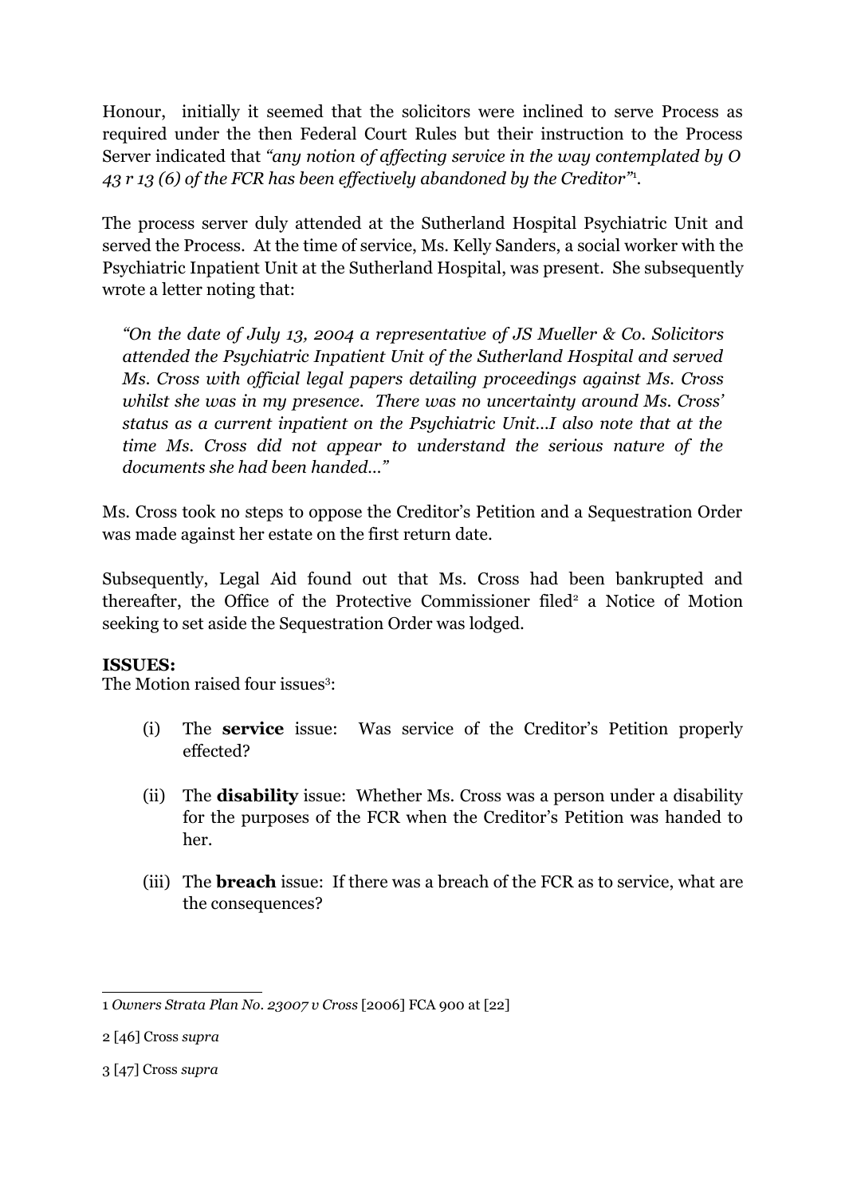Honour, initially it seemed that the solicitors were inclined to serve Process as required under the then Federal Court Rules but their instruction to the Process Server indicated that *"any notion of affecting service in the way contemplated by O 43 r 13 (6) of the FCR has been effectively abandoned by the Creditor"*[1].

The process server duly attended at the Sutherland Hospital Psychiatric Unit and served the Process. At the time of service, Ms. Kelly Sanders, a social worker with the Psychiatric Inpatient Unit at the Sutherland Hospital, was present. She subsequently wrote a letter noting that:

> *"On the date of July 13, 2004 a representative of JS Mueller & Co. Solicitors attended the Psychiatric Inpatient Unit of the Sutherland Hospital and served Ms. Cross with official legal papers detailing proceedings against Ms. Cross whilst she was in my presence. There was no uncertainty around Ms. Cross' status as a current inpatient on the Psychiatric Unit…I also note that at the time Ms. Cross did not appear to understand the serious nature of the documents she had been handed…"*

Ms. Cross took no steps to oppose the Creditor's Petition and a Sequestration Order was made against her estate on the first return date.

Subsequently, Legal Aid found out that Ms. Cross had been bankrupted and thereafter, the Office of the Protective Commissioner filed[2] a Notice of Motion seeking to set aside the Sequestration Order was lodged.

**ISSUES:**

The Motion raised four issues[3]:

(i) The **service** issue: Was service of the Creditor's Petition properly effected?

(ii) The **disability** issue: Whether Ms. Cross was a person under a disability for the purposes of the FCR when the Creditor's Petition was handed to her.

(iii) The **breach** issue: If there was a breach of the FCR as to service, what are the consequences?

---

1 *Owners Strata Plan No. 23007 v Cross* [2006] FCA 900 at [22]

2 [46] Cross *supra*

3 [47] Cross *supra*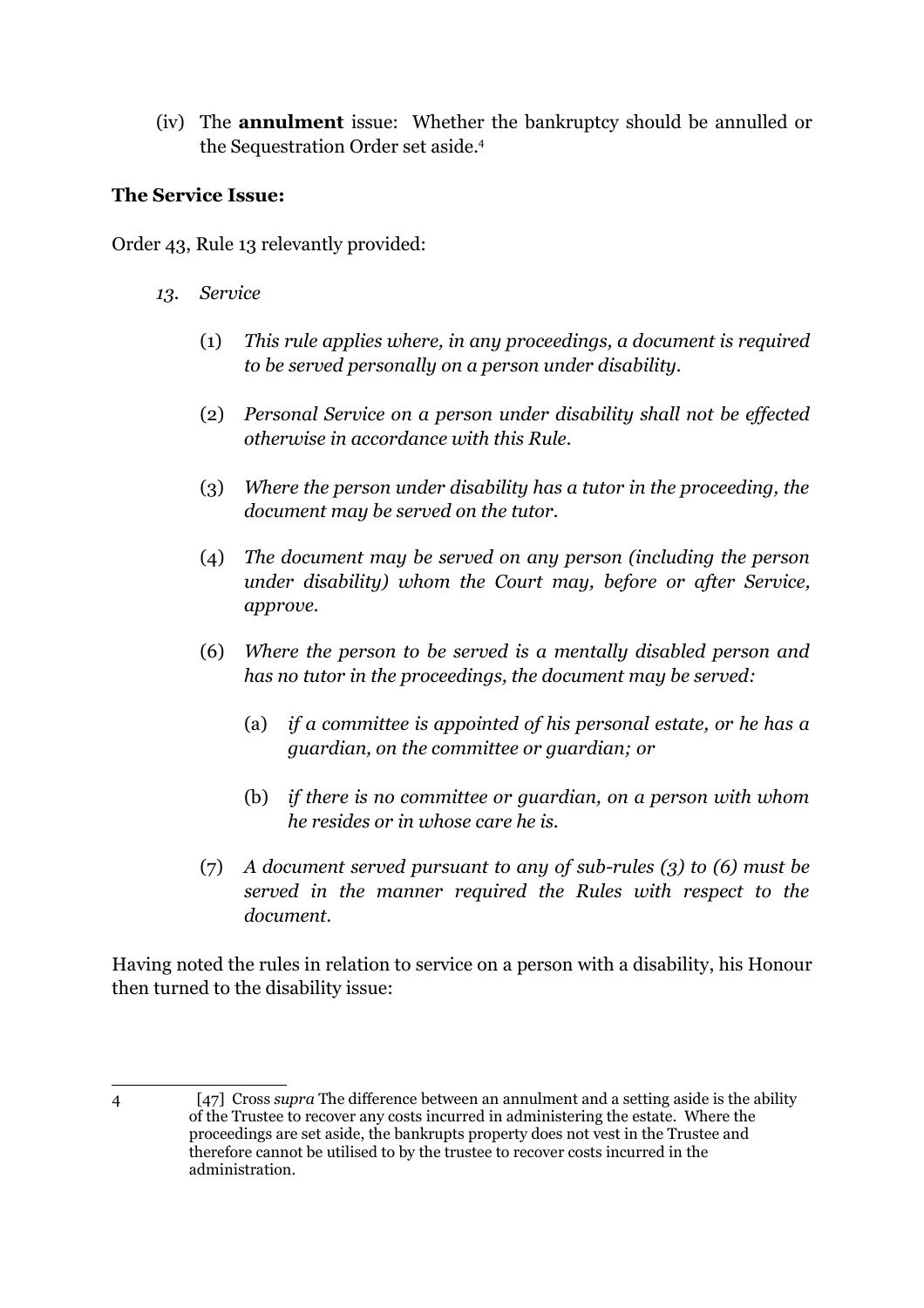(iv) The **annulment** issue: Whether the bankruptcy should be annulled or the Sequestration Order set aside.[4]

**The Service Issue:**

Order 43, Rule 13 relevantly provided:

> *13. Service*
>
> (1) *This rule applies where, in any proceedings, a document is required to be served personally on a person under disability.*
>
> (2) *Personal Service on a person under disability shall not be effected otherwise in accordance with this Rule.*
>
> (3) *Where the person under disability has a tutor in the proceeding, the document may be served on the tutor.*
>
> (4) *The document may be served on any person (including the person under disability) whom the Court may, before or after Service, approve.*
>
> (6) *Where the person to be served is a mentally disabled person and has no tutor in the proceedings, the document may be served:*
>
> > (a) *if a committee is appointed of his personal estate, or he has a guardian, on the committee or guardian; or*
> >
> > (b) *if there is no committee or guardian, on a person with whom he resides or in whose care he is.*
>
> (7) *A document served pursuant to any of sub-rules (3) to (6) must be served in the manner required the Rules with respect to the document.*

Having noted the rules in relation to service on a person with a disability, his Honour then turned to the disability issue:

---

[4] [47] Cross *supra* The difference between an annulment and a setting aside is the ability of the Trustee to recover any costs incurred in administering the estate. Where the proceedings are set aside, the bankrupts property does not vest in the Trustee and therefore cannot be utilised to by the trustee to recover costs incurred in the administration.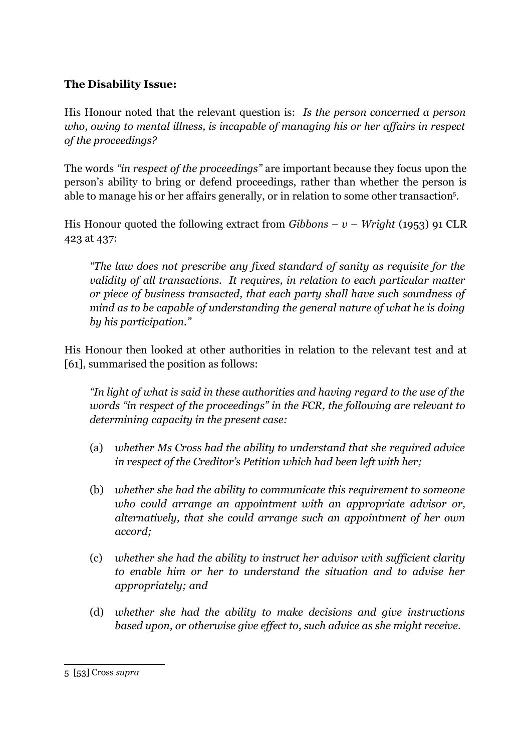**The Disability Issue:**

His Honour noted that the relevant question is: *Is the person concerned a person who, owing to mental illness, is incapable of managing his or her affairs in respect of the proceedings?*

The words *"in respect of the proceedings"* are important because they focus upon the person's ability to bring or defend proceedings, rather than whether the person is able to manage his or her affairs generally, or in relation to some other transaction[5].

His Honour quoted the following extract from *Gibbons – v – Wright* (1953) 91 CLR 423 at 437:

> *"The law does not prescribe any fixed standard of sanity as requisite for the validity of all transactions. It requires, in relation to each particular matter or piece of business transacted, that each party shall have such soundness of mind as to be capable of understanding the general nature of what he is doing by his participation."*

His Honour then looked at other authorities in relation to the relevant test and at [61], summarised the position as follows:

> *"In light of what is said in these authorities and having regard to the use of the words "in respect of the proceedings" in the FCR, the following are relevant to determining capacity in the present case:*
>
> (a) *whether Ms Cross had the ability to understand that she required advice in respect of the Creditor's Petition which had been left with her;*
>
> (b) *whether she had the ability to communicate this requirement to someone who could arrange an appointment with an appropriate advisor or, alternatively, that she could arrange such an appointment of her own accord;*
>
> (c) *whether she had the ability to instruct her advisor with sufficient clarity to enable him or her to understand the situation and to advise her appropriately; and*
>
> (d) *whether she had the ability to make decisions and give instructions based upon, or otherwise give effect to, such advice as she might receive.*

---

5 [53] Cross *supra*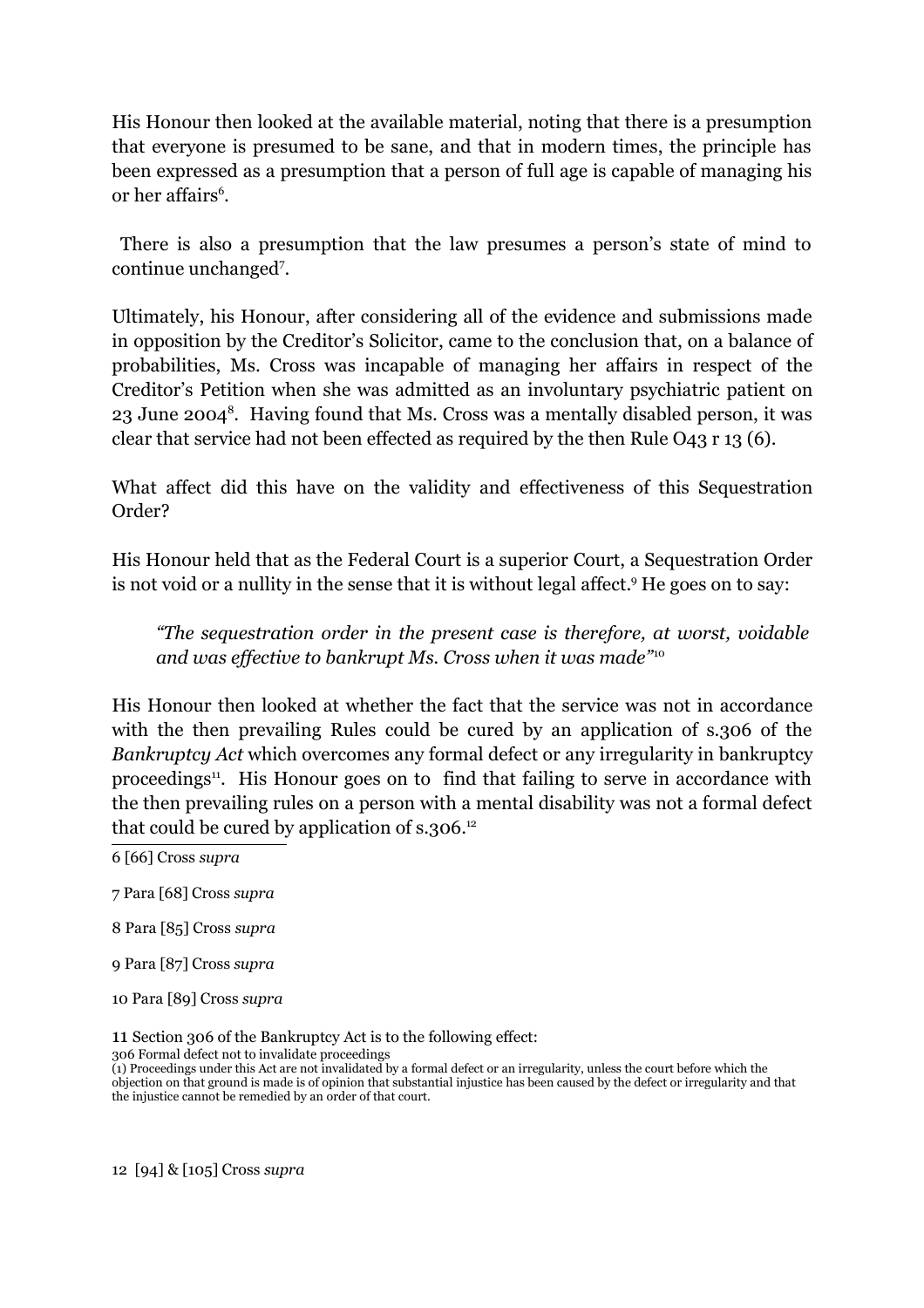His Honour then looked at the available material, noting that there is a presumption that everyone is presumed to be sane, and that in modern times, the principle has been expressed as a presumption that a person of full age is capable of managing his or her affairs[6].

There is also a presumption that the law presumes a person's state of mind to continue unchanged[7].

Ultimately, his Honour, after considering all of the evidence and submissions made in opposition by the Creditor's Solicitor, came to the conclusion that, on a balance of probabilities, Ms. Cross was incapable of managing her affairs in respect of the Creditor's Petition when she was admitted as an involuntary psychiatric patient on 23 June 2004[8]. Having found that Ms. Cross was a mentally disabled person, it was clear that service had not been effected as required by the then Rule O43 r 13 (6).

What affect did this have on the validity and effectiveness of this Sequestration Order?

His Honour held that as the Federal Court is a superior Court, a Sequestration Order is not void or a nullity in the sense that it is without legal affect.[9] He goes on to say:

> *"The sequestration order in the present case is therefore, at worst, voidable and was effective to bankrupt Ms. Cross when it was made"*[10]

His Honour then looked at whether the fact that the service was not in accordance with the then prevailing Rules could be cured by an application of s.306 of the *Bankruptcy Act* which overcomes any formal defect or any irregularity in bankruptcy proceedings[11]. His Honour goes on to find that failing to serve in accordance with the then prevailing rules on a person with a mental disability was not a formal defect that could be cured by application of s.306.[12]

---

6 [66] Cross *supra*

7 Para [68] Cross *supra*

8 Para [85] Cross *supra*

9 Para [87] Cross *supra*

10 Para [89] Cross *supra*

11 Section 306 of the Bankruptcy Act is to the following effect:
306 Formal defect not to invalidate proceedings
(1) Proceedings under this Act are not invalidated by a formal defect or an irregularity, unless the court before which the objection on that ground is made is of opinion that substantial injustice has been caused by the defect or irregularity and that the injustice cannot be remedied by an order of that court.

12 [94] & [105] Cross *supra*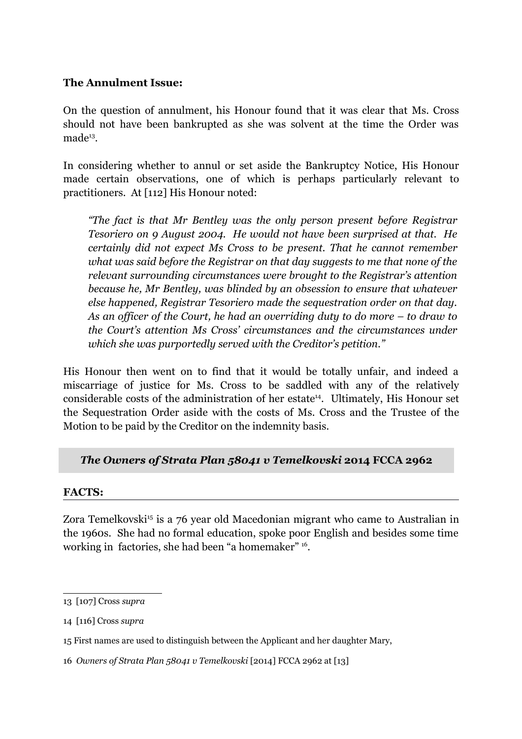**The Annulment Issue:**

On the question of annulment, his Honour found that it was clear that Ms. Cross should not have been bankrupted as she was solvent at the time the Order was made[13].

In considering whether to annul or set aside the Bankruptcy Notice, His Honour made certain observations, one of which is perhaps particularly relevant to practitioners. At [112] His Honour noted:

> *"The fact is that Mr Bentley was the only person present before Registrar Tesoriero on 9 August 2004. He would not have been surprised at that. He certainly did not expect Ms Cross to be present. That he cannot remember what was said before the Registrar on that day suggests to me that none of the relevant surrounding circumstances were brought to the Registrar's attention because he, Mr Bentley, was blinded by an obsession to ensure that whatever else happened, Registrar Tesoriero made the sequestration order on that day. As an officer of the Court, he had an overriding duty to do more – to draw to the Court's attention Ms Cross' circumstances and the circumstances under which she was purportedly served with the Creditor's petition."*

His Honour then went on to find that it would be totally unfair, and indeed a miscarriage of justice for Ms. Cross to be saddled with any of the relatively considerable costs of the administration of her estate[14]. Ultimately, His Honour set the Sequestration Order aside with the costs of Ms. Cross and the Trustee of the Motion to be paid by the Creditor on the indemnity basis.

## *The Owners of Strata Plan 58041 v Temelkovski* 2014 FCCA 2962

**FACTS:**

Zora Temelkovski[15] is a 76 year old Macedonian migrant who came to Australian in the 1960s. She had no formal education, spoke poor English and besides some time working in factories, she had been "a homemaker" [16].

---

13 [107] Cross *supra*

14 [116] Cross *supra*

15 First names are used to distinguish between the Applicant and her daughter Mary,

16 *Owners of Strata Plan 58041 v Temelkovski* [2014] FCCA 2962 at [13]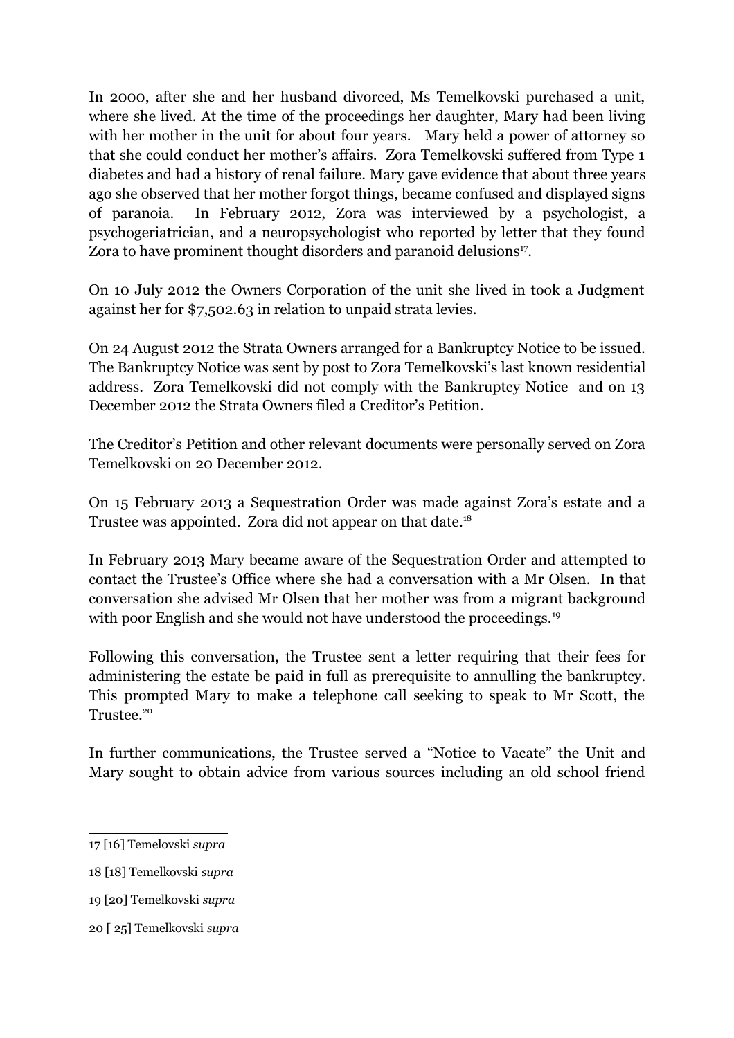In 2000, after she and her husband divorced, Ms Temelkovski purchased a unit, where she lived. At the time of the proceedings her daughter, Mary had been living with her mother in the unit for about four years. Mary held a power of attorney so that she could conduct her mother's affairs. Zora Temelkovski suffered from Type 1 diabetes and had a history of renal failure. Mary gave evidence that about three years ago she observed that her mother forgot things, became confused and displayed signs of paranoia. In February 2012, Zora was interviewed by a psychologist, a psychogeriatrician, and a neuropsychologist who reported by letter that they found Zora to have prominent thought disorders and paranoid delusions[17].

On 10 July 2012 the Owners Corporation of the unit she lived in took a Judgment against her for $7,502.63 in relation to unpaid strata levies.

On 24 August 2012 the Strata Owners arranged for a Bankruptcy Notice to be issued. The Bankruptcy Notice was sent by post to Zora Temelkovski's last known residential address. Zora Temelkovski did not comply with the Bankruptcy Notice and on 13 December 2012 the Strata Owners filed a Creditor's Petition.

The Creditor's Petition and other relevant documents were personally served on Zora Temelkovski on 20 December 2012.

On 15 February 2013 a Sequestration Order was made against Zora's estate and a Trustee was appointed. Zora did not appear on that date.[18]

In February 2013 Mary became aware of the Sequestration Order and attempted to contact the Trustee's Office where she had a conversation with a Mr Olsen. In that conversation she advised Mr Olsen that her mother was from a migrant background with poor English and she would not have understood the proceedings.[19]

Following this conversation, the Trustee sent a letter requiring that their fees for administering the estate be paid in full as prerequisite to annulling the bankruptcy. This prompted Mary to make a telephone call seeking to speak to Mr Scott, the Trustee.[20]

In further communications, the Trustee served a "Notice to Vacate" the Unit and Mary sought to obtain advice from various sources including an old school friend

---

17 [16] Temelovski *supra*

18 [18] Temelkovski *supra*

19 [20] Temelkovski *supra*

20 [ 25] Temelkovski *supra*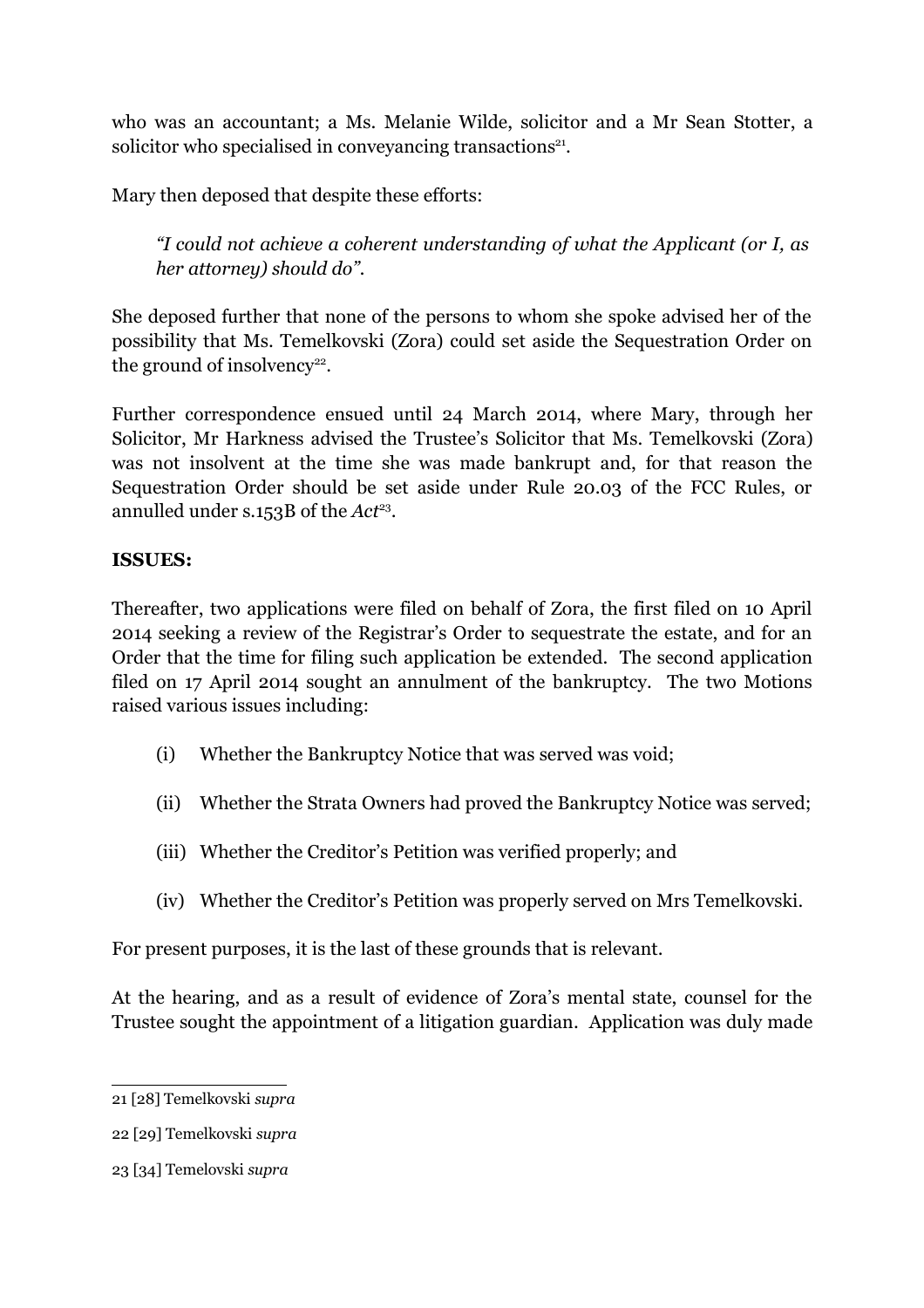who was an accountant; a Ms. Melanie Wilde, solicitor and a Mr Sean Stotter, a solicitor who specialised in conveyancing transactions[21].

Mary then deposed that despite these efforts:

> *"I could not achieve a coherent understanding of what the Applicant (or I, as her attorney) should do".*

She deposed further that none of the persons to whom she spoke advised her of the possibility that Ms. Temelkovski (Zora) could set aside the Sequestration Order on the ground of insolvency[22].

Further correspondence ensued until 24 March 2014, where Mary, through her Solicitor, Mr Harkness advised the Trustee's Solicitor that Ms. Temelkovski (Zora) was not insolvent at the time she was made bankrupt and, for that reason the Sequestration Order should be set aside under Rule 20.03 of the FCC Rules, or annulled under s.153B of the *Act*[23].

**ISSUES:**

Thereafter, two applications were filed on behalf of Zora, the first filed on 10 April 2014 seeking a review of the Registrar's Order to sequestrate the estate, and for an Order that the time for filing such application be extended. The second application filed on 17 April 2014 sought an annulment of the bankruptcy. The two Motions raised various issues including:

(i) Whether the Bankruptcy Notice that was served was void;

(ii) Whether the Strata Owners had proved the Bankruptcy Notice was served;

(iii) Whether the Creditor's Petition was verified properly; and

(iv) Whether the Creditor's Petition was properly served on Mrs Temelkovski.

For present purposes, it is the last of these grounds that is relevant.

At the hearing, and as a result of evidence of Zora's mental state, counsel for the Trustee sought the appointment of a litigation guardian. Application was duly made

---

21 [28] Temelkovski *supra*

22 [29] Temelkovski *supra*

23 [34] Temelovski *supra*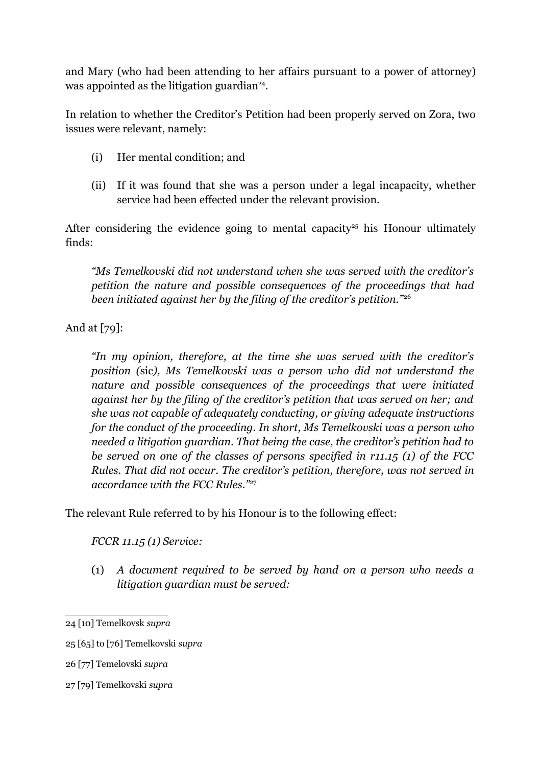and Mary (who had been attending to her affairs pursuant to a power of attorney) was appointed as the litigation guardian[24].

In relation to whether the Creditor's Petition had been properly served on Zora, two issues were relevant, namely:

(i) Her mental condition; and

(ii) If it was found that she was a person under a legal incapacity, whether service had been effected under the relevant provision.

After considering the evidence going to mental capacity[25] his Honour ultimately finds:

> *"Ms Temelkovski did not understand when she was served with the creditor's petition the nature and possible consequences of the proceedings that had been initiated against her by the filing of the creditor's petition."*[26]

And at [79]:

> *"In my opinion, therefore, at the time she was served with the creditor's position (*sic*), Ms Temelkovski was a person who did not understand the nature and possible consequences of the proceedings that were initiated against her by the filing of the creditor's petition that was served on her; and she was not capable of adequately conducting, or giving adequate instructions for the conduct of the proceeding. In short, Ms Temelkovski was a person who needed a litigation guardian. That being the case, the creditor's petition had to be served on one of the classes of persons specified in r11.15 (1) of the FCC Rules. That did not occur. The creditor's petition, therefore, was not served in accordance with the FCC Rules."*[27]

The relevant Rule referred to by his Honour is to the following effect:

*FCCR 11.15 (1) Service:*

(1) *A document required to be served by hand on a person who needs a litigation guardian must be served:*

---

24 [10] Temelkovsk *supra*

25 [65] to [76] Temelkovski *supra*

26 [77] Temelovski *supra*

27 [79] Temelkovski *supra*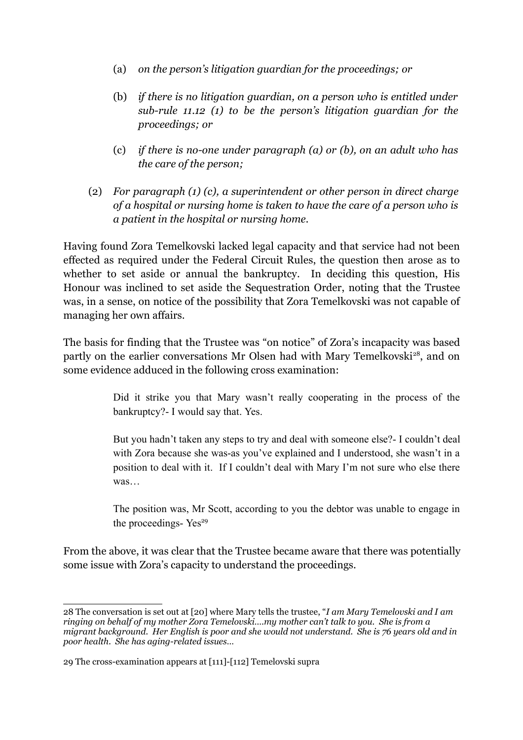(a) *on the person's litigation guardian for the proceedings; or*

(b) *if there is no litigation guardian, on a person who is entitled under sub-rule 11.12 (1) to be the person's litigation guardian for the proceedings; or*

(c) *if there is no-one under paragraph (a) or (b), on an adult who has the care of the person;*

(2) *For paragraph (1) (c), a superintendent or other person in direct charge of a hospital or nursing home is taken to have the care of a person who is a patient in the hospital or nursing home.*

Having found Zora Temelkovski lacked legal capacity and that service had not been effected as required under the Federal Circuit Rules, the question then arose as to whether to set aside or annual the bankruptcy. In deciding this question, His Honour was inclined to set aside the Sequestration Order, noting that the Trustee was, in a sense, on notice of the possibility that Zora Temelkovski was not capable of managing her own affairs.

The basis for finding that the Trustee was "on notice" of Zora's incapacity was based partly on the earlier conversations Mr Olsen had with Mary Temelkovski[28], and on some evidence adduced in the following cross examination:

> Did it strike you that Mary wasn't really cooperating in the process of the bankruptcy?- I would say that. Yes.
>
> But you hadn't taken any steps to try and deal with someone else?- I couldn't deal with Zora because she was-as you've explained and I understood, she wasn't in a position to deal with it. If I couldn't deal with Mary I'm not sure who else there was…
>
> The position was, Mr Scott, according to you the debtor was unable to engage in the proceedings- Yes[29]

From the above, it was clear that the Trustee became aware that there was potentially some issue with Zora's capacity to understand the proceedings.

---

28 The conversation is set out at [20] where Mary tells the trustee, "*I am Mary Temelovski and I am ringing on behalf of my mother Zora Temelovski….my mother can't talk to you. She is from a migrant background. Her English is poor and she would not understand. She is 76 years old and in poor health. She has aging-related issues…*

29 The cross-examination appears at [111]-[112] Temelovski supra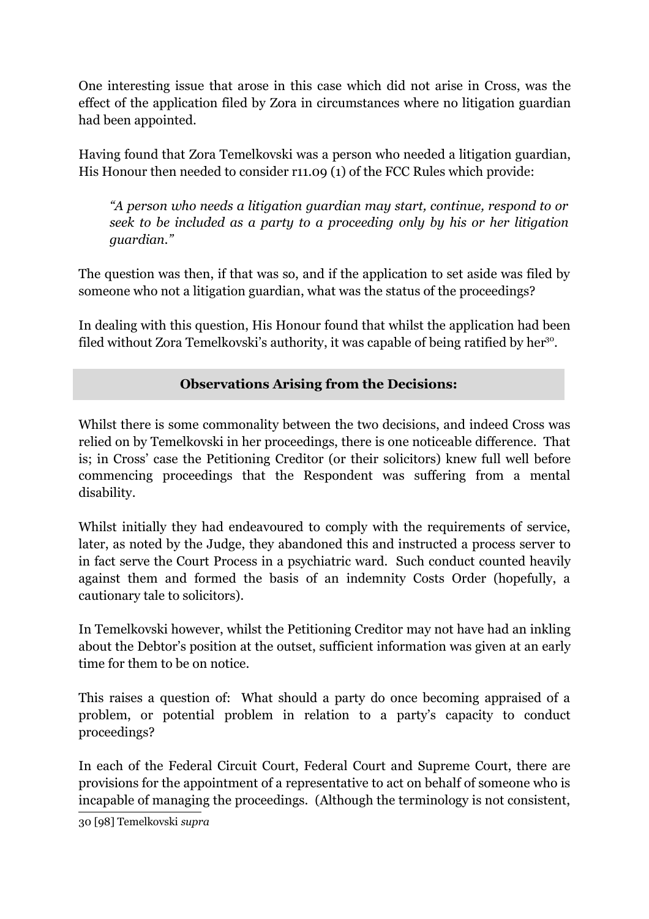One interesting issue that arose in this case which did not arise in Cross, was the effect of the application filed by Zora in circumstances where no litigation guardian had been appointed.

Having found that Zora Temelkovski was a person who needed a litigation guardian, His Honour then needed to consider r11.09 (1) of the FCC Rules which provide:

> *"A person who needs a litigation guardian may start, continue, respond to or seek to be included as a party to a proceeding only by his or her litigation guardian."*

The question was then, if that was so, and if the application to set aside was filed by someone who not a litigation guardian, what was the status of the proceedings?

In dealing with this question, His Honour found that whilst the application had been filed without Zora Temelkovski's authority, it was capable of being ratified by her[30].

## Observations Arising from the Decisions:

Whilst there is some commonality between the two decisions, and indeed Cross was relied on by Temelkovski in her proceedings, there is one noticeable difference. That is; in Cross' case the Petitioning Creditor (or their solicitors) knew full well before commencing proceedings that the Respondent was suffering from a mental disability.

Whilst initially they had endeavoured to comply with the requirements of service, later, as noted by the Judge, they abandoned this and instructed a process server to in fact serve the Court Process in a psychiatric ward. Such conduct counted heavily against them and formed the basis of an indemnity Costs Order (hopefully, a cautionary tale to solicitors).

In Temelkovski however, whilst the Petitioning Creditor may not have had an inkling about the Debtor's position at the outset, sufficient information was given at an early time for them to be on notice.

This raises a question of: What should a party do once becoming appraised of a problem, or potential problem in relation to a party's capacity to conduct proceedings?

In each of the Federal Circuit Court, Federal Court and Supreme Court, there are provisions for the appointment of a representative to act on behalf of someone who is incapable of managing the proceedings. (Although the terminology is not consistent,

30 [98] Temelkovski *supra*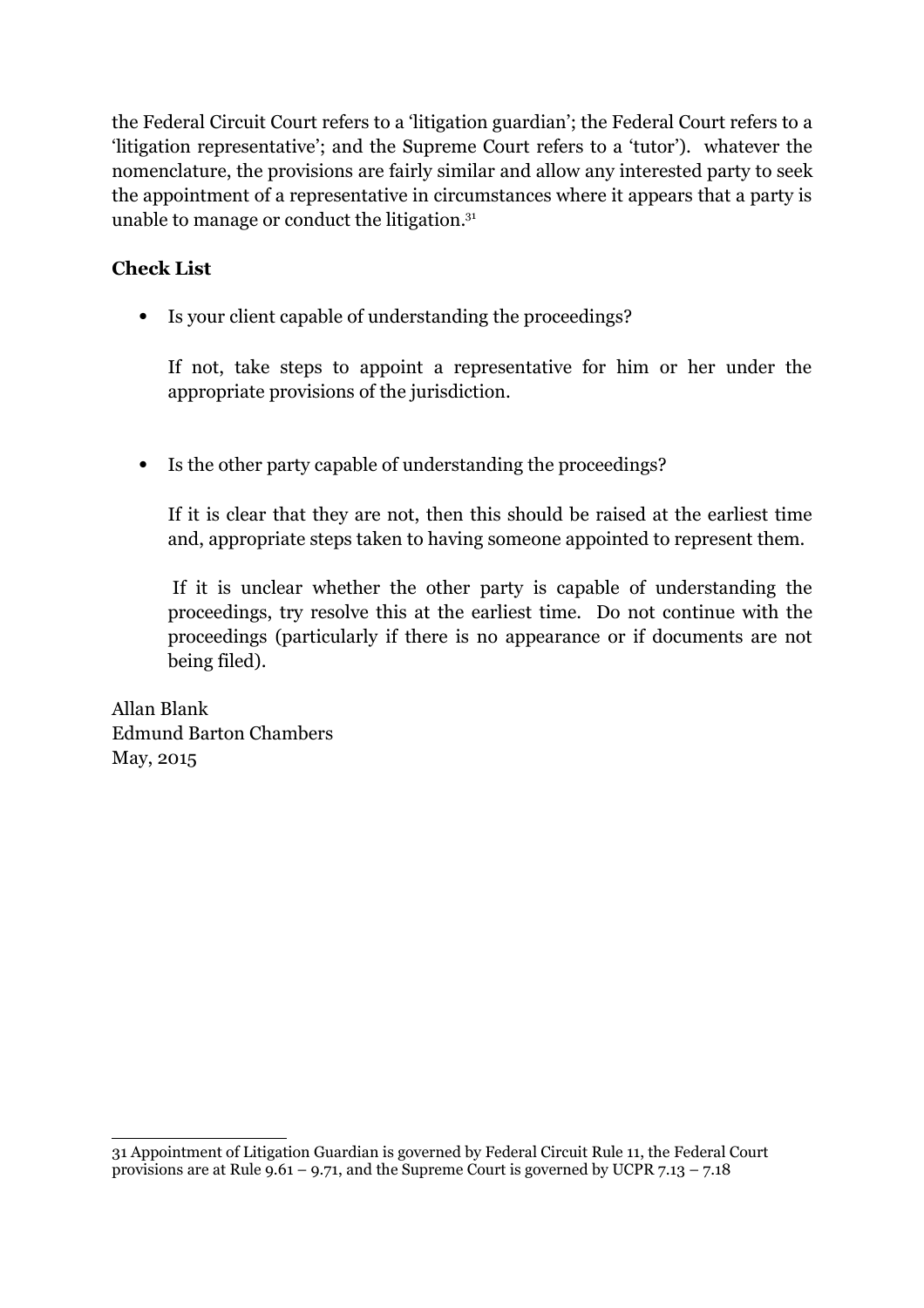the Federal Circuit Court refers to a 'litigation guardian'; the Federal Court refers to a 'litigation representative'; and the Supreme Court refers to a 'tutor'). whatever the nomenclature, the provisions are fairly similar and allow any interested party to seek the appointment of a representative in circumstances where it appears that a party is unable to manage or conduct the litigation.[31]

**Check List**

- Is your client capable of understanding the proceedings?

  If not, take steps to appoint a representative for him or her under the appropriate provisions of the jurisdiction.

- Is the other party capable of understanding the proceedings?

  If it is clear that they are not, then this should be raised at the earliest time and, appropriate steps taken to having someone appointed to represent them.

  If it is unclear whether the other party is capable of understanding the proceedings, try resolve this at the earliest time. Do not continue with the proceedings (particularly if there is no appearance or if documents are not being filed).

Allan Blank
Edmund Barton Chambers
May, 2015

---

31 Appointment of Litigation Guardian is governed by Federal Circuit Rule 11, the Federal Court provisions are at Rule 9.61 – 9.71, and the Supreme Court is governed by UCPR 7.13 – 7.18